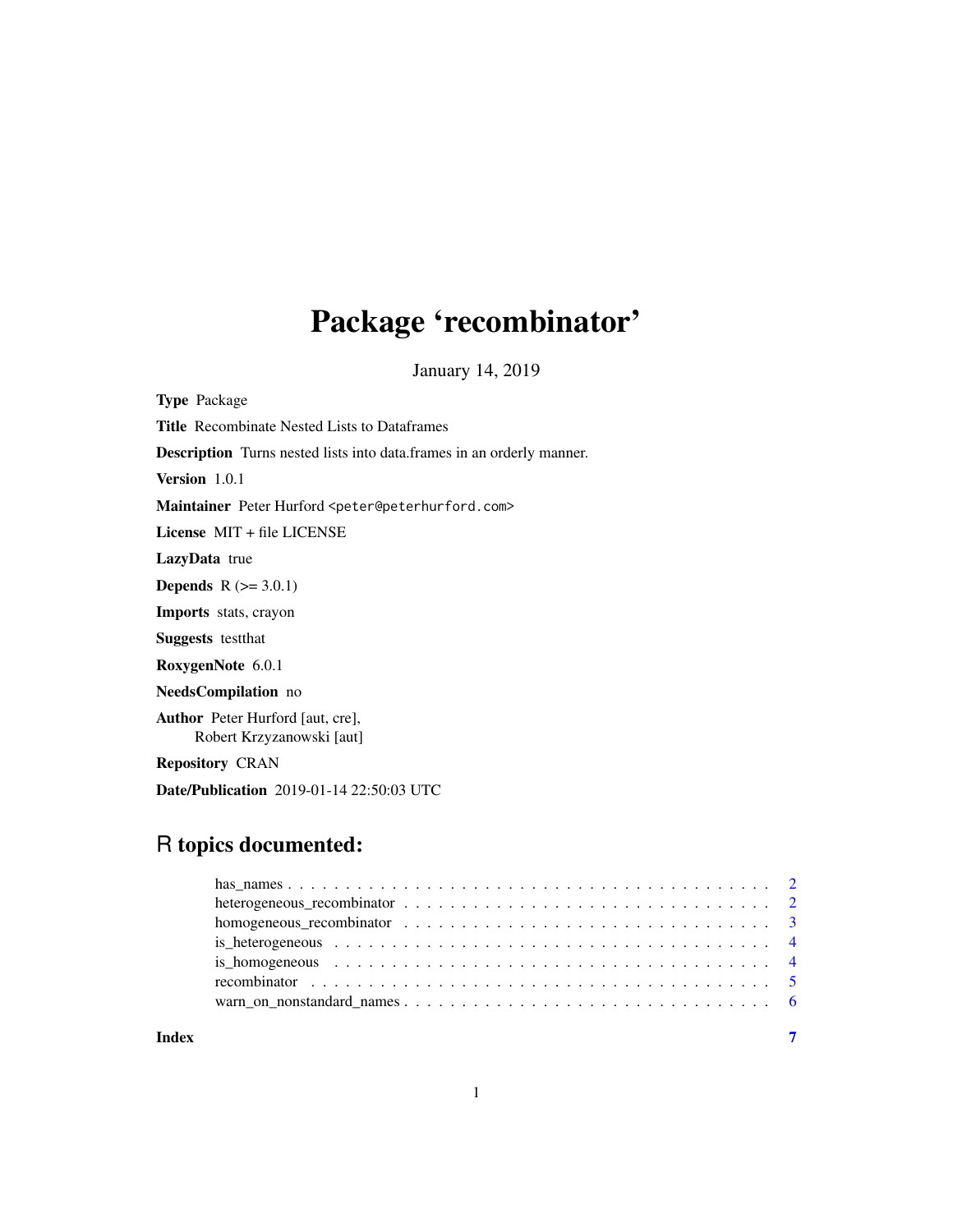# Package 'recombinator'

January 14, 2019

**Type** Package

**Title** Recombinate Nested Lists to Dataframes

**Description** Turns nested lists into data.frames in an orderly manner.

**Version** 1.0.1

**Maintainer** Peter Hurford <peter@peterhurford.com>

**License** MIT + file LICENSE

**LazyData** true

**Depends** R (>= 3.0.1)

**Imports** stats, crayon

**Suggests** testthat

**RoxygenNote** 6.0.1

**NeedsCompilation** no

**Author** Peter Hurford [aut, cre],
Robert Krzyzanowski [aut]

**Repository** CRAN

**Date/Publication** 2019-01-14 22:50:03 UTC

## R topics documented:

- has_names . . . . . . . . . . . . . . . . . . . . . . . . . . . . . . . . . . . . . . . . . 2
- heterogeneous_recombinator . . . . . . . . . . . . . . . . . . . . . . . . . . . . . . . . 2
- homogeneous_recombinator . . . . . . . . . . . . . . . . . . . . . . . . . . . . . . . . 3
- is_heterogeneous . . . . . . . . . . . . . . . . . . . . . . . . . . . . . . . . . . . . . . 4
- is_homogeneous . . . . . . . . . . . . . . . . . . . . . . . . . . . . . . . . . . . . . . 4
- recombinator . . . . . . . . . . . . . . . . . . . . . . . . . . . . . . . . . . . . . . . . 5
- warn_on_nonstandard_names . . . . . . . . . . . . . . . . . . . . . . . . . . . . . . . 6

**Index** 7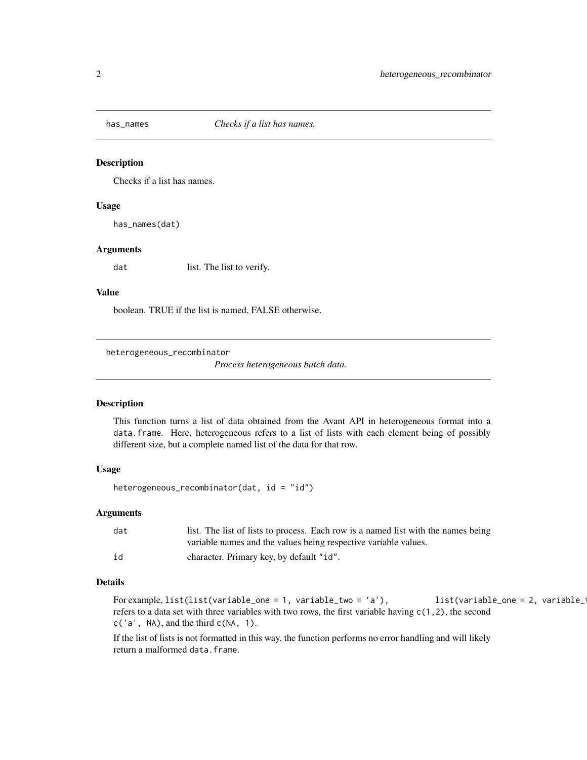## has_names — *Checks if a list has names.*

### Description

Checks if a list has names.

### Usage

```
has_names(dat)
```

### Arguments

| | |
|---|---|
| dat | list. The list to verify. |

### Value

boolean. TRUE if the list is named, FALSE otherwise.

## heterogeneous_recombinator — *Process heterogeneous batch data.*

### Description

This function turns a list of data obtained from the Avant API in heterogeneous format into a `data.frame`. Here, heterogeneous refers to a list of lists with each element being of possibly different size, but a complete named list of the data for that row.

### Usage

```
heterogeneous_recombinator(dat, id = "id")
```

### Arguments

| | |
|---|---|
| dat | list. The list of lists to process. Each row is a named list with the names being variable names and the values being respective variable values. |
| id | character. Primary key, by default `"id"`. |

### Details

For example, `list(list(variable_one = 1, variable_two = 'a'),          list(variable_one = 2, variable_t` refers to a data set with three variables with two rows, the first variable having `c(1,2)`, the second `c('a', NA)`, and the third `c(NA, 1)`.

If the list of lists is not formatted in this way, the function performs no error handling and will likely return a malformed `data.frame`.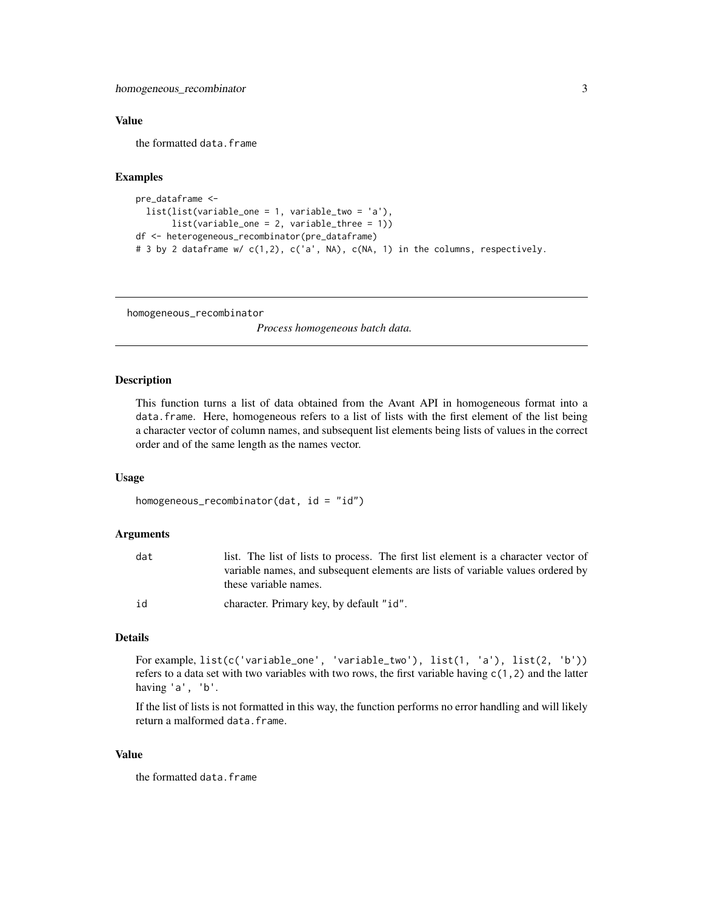### Value

the formatted `data.frame`

### Examples

```
pre_dataframe <-
  list(list(variable_one = 1, variable_two = 'a'),
       list(variable_one = 2, variable_three = 1))
df <- heterogeneous_recombinator(pre_dataframe)
# 3 by 2 dataframe w/ c(1,2), c('a', NA), c(NA, 1) in the columns, respectively.
```

---

## homogeneous_recombinator

*Process homogeneous batch data.*

---

### Description

This function turns a list of data obtained from the Avant API in homogeneous format into a `data.frame`. Here, homogeneous refers to a list of lists with the first element of the list being a character vector of column names, and subsequent list elements being lists of values in the correct order and of the same length as the names vector.

### Usage

```
homogeneous_recombinator(dat, id = "id")
```

### Arguments

| | |
|---|---|
| `dat` | list. The list of lists to process. The first list element is a character vector of variable names, and subsequent elements are lists of variable values ordered by these variable names. |
| `id` | character. Primary key, by default `"id"`. |

### Details

For example, `list(c('variable_one', 'variable_two'), list(1, 'a'), list(2, 'b'))` refers to a data set with two variables with two rows, the first variable having `c(1,2)` and the latter having `'a', 'b'`.

If the list of lists is not formatted in this way, the function performs no error handling and will likely return a malformed `data.frame`.

### Value

the formatted `data.frame`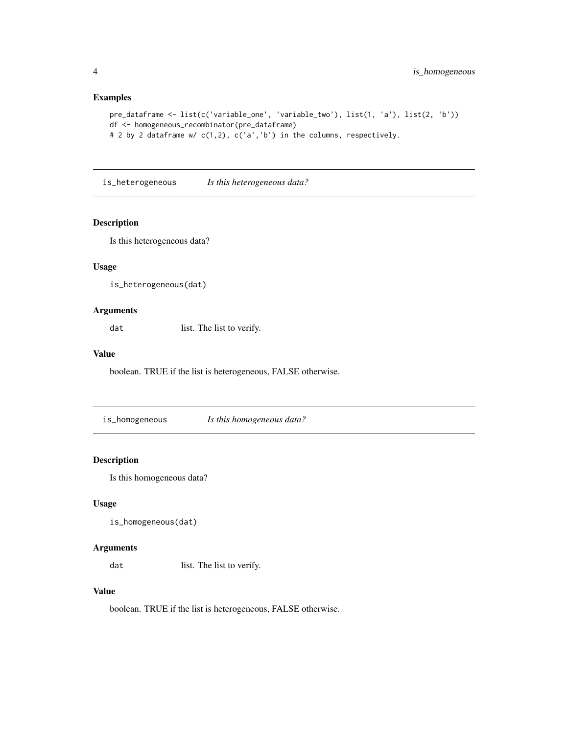### Examples

```
pre_dataframe <- list(c('variable_one', 'variable_two'), list(1, 'a'), list(2, 'b'))
df <- homogeneous_recombinator(pre_dataframe)
# 2 by 2 dataframe w/ c(1,2), c('a','b') in the columns, respectively.
```

---

## is_heterogeneous — *Is this heterogeneous data?*

### Description

Is this heterogeneous data?

### Usage

```
is_heterogeneous(dat)
```

### Arguments

| | |
|---|---|
| `dat` | list. The list to verify. |

### Value

boolean. TRUE if the list is heterogeneous, FALSE otherwise.

---

## is_homogeneous — *Is this homogeneous data?*

### Description

Is this homogeneous data?

### Usage

```
is_homogeneous(dat)
```

### Arguments

| | |
|---|---|
| `dat` | list. The list to verify. |

### Value

boolean. TRUE if the list is heterogeneous, FALSE otherwise.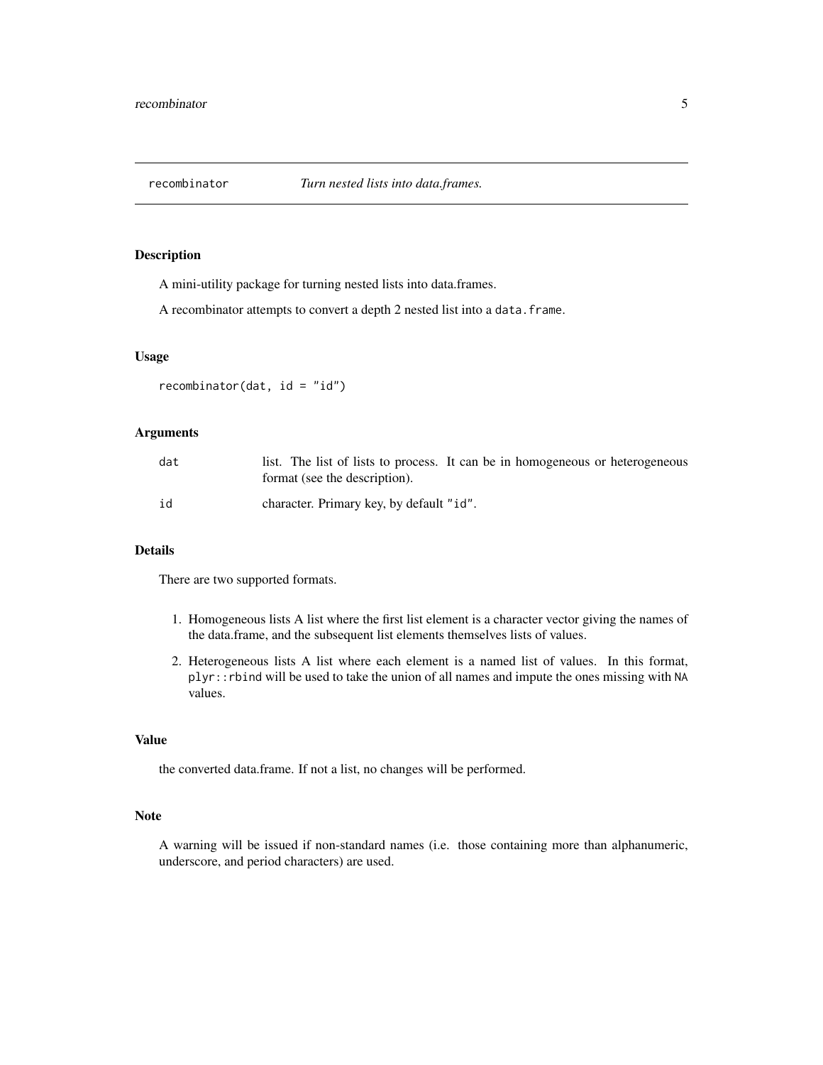`recombinator` *Turn nested lists into data.frames.*

### Description

A mini-utility package for turning nested lists into data.frames.

A recombinator attempts to convert a depth 2 nested list into a `data.frame`.

### Usage

```
recombinator(dat, id = "id")
```

### Arguments

| | |
|---|---|
| `dat` | list. The list of lists to process. It can be in homogeneous or heterogeneous format (see the description). |
| `id` | character. Primary key, by default `"id"`. |

### Details

There are two supported formats.

1. Homogeneous lists A list where the first list element is a character vector giving the names of the data.frame, and the subsequent list elements themselves lists of values.
2. Heterogeneous lists A list where each element is a named list of values. In this format, `plyr::rbind` will be used to take the union of all names and impute the ones missing with `NA` values.

### Value

the converted data.frame. If not a list, no changes will be performed.

### Note

A warning will be issued if non-standard names (i.e. those containing more than alphanumeric, underscore, and period characters) are used.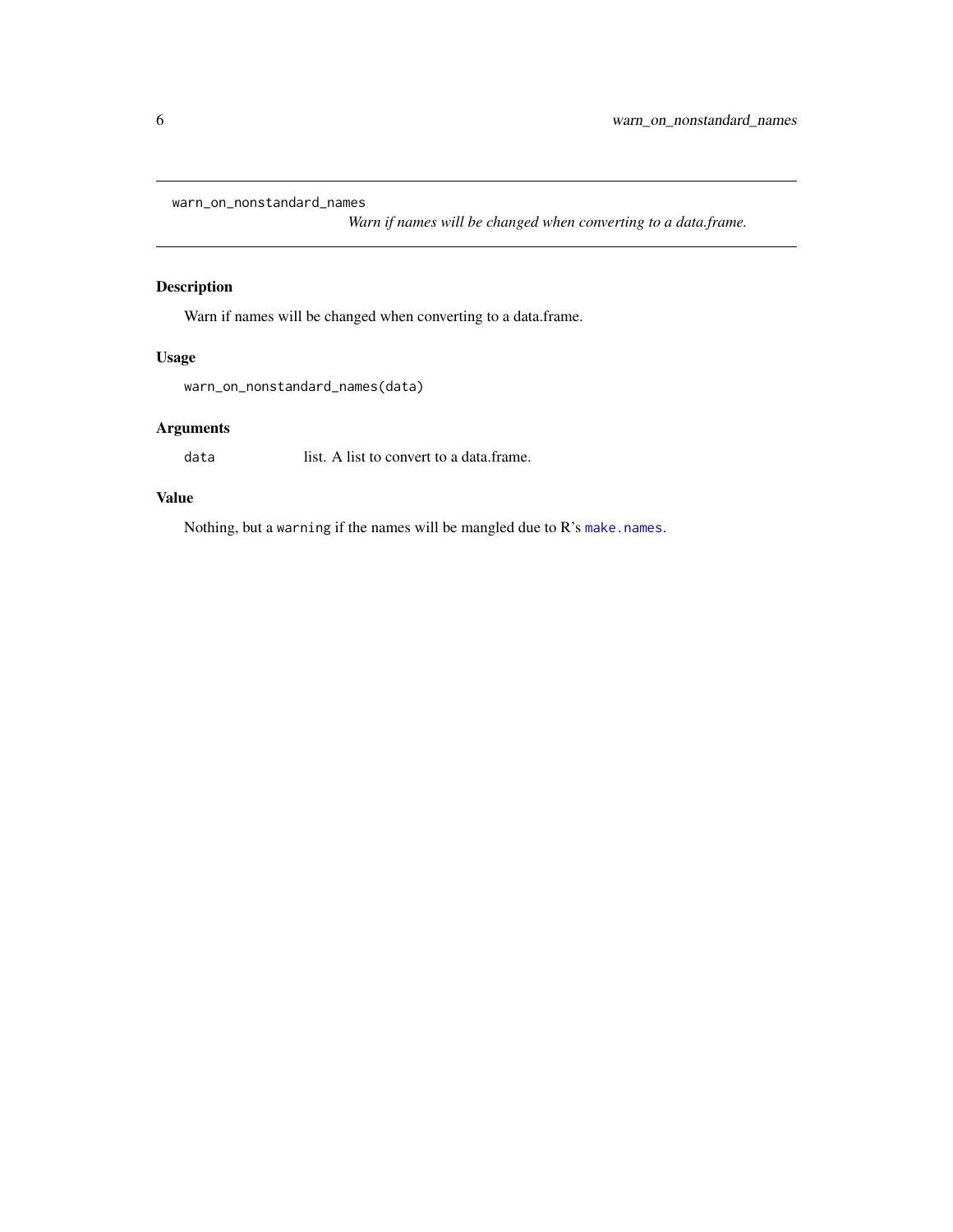## warn_on_nonstandard_names

*Warn if names will be changed when converting to a data.frame.*

### Description

Warn if names will be changed when converting to a data.frame.

### Usage

```
warn_on_nonstandard_names(data)
```

### Arguments

| | |
|---|---|
| data | list. A list to convert to a data.frame. |

### Value

Nothing, but a `warning` if the names will be mangled due to R's `make.names`.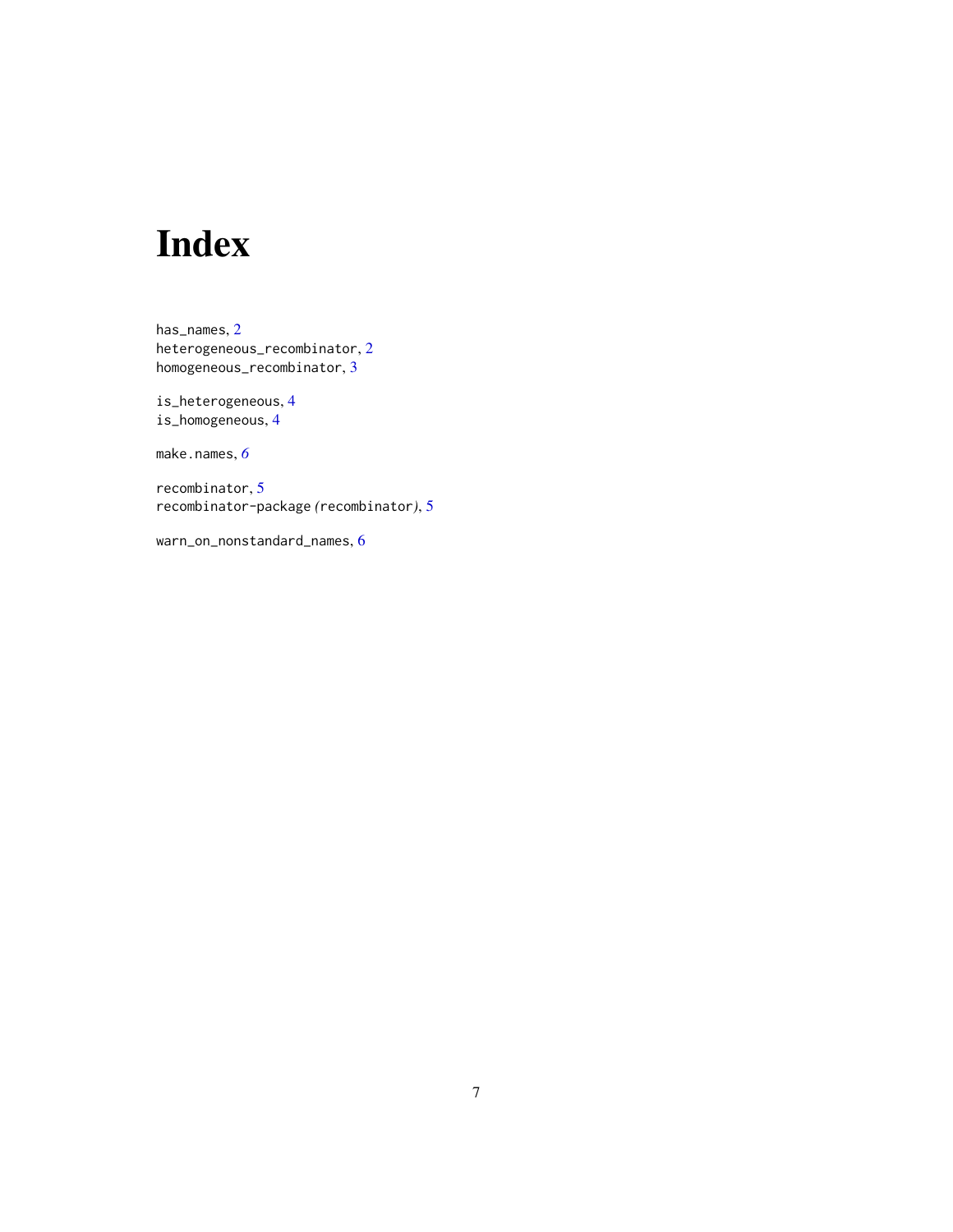# Index

has_names, 2
heterogeneous_recombinator, 2
homogeneous_recombinator, 3

is_heterogeneous, 4
is_homogeneous, 4

make.names, *6*

recombinator, 5
recombinator-package *(*recombinator*)*, 5

warn_on_nonstandard_names, 6